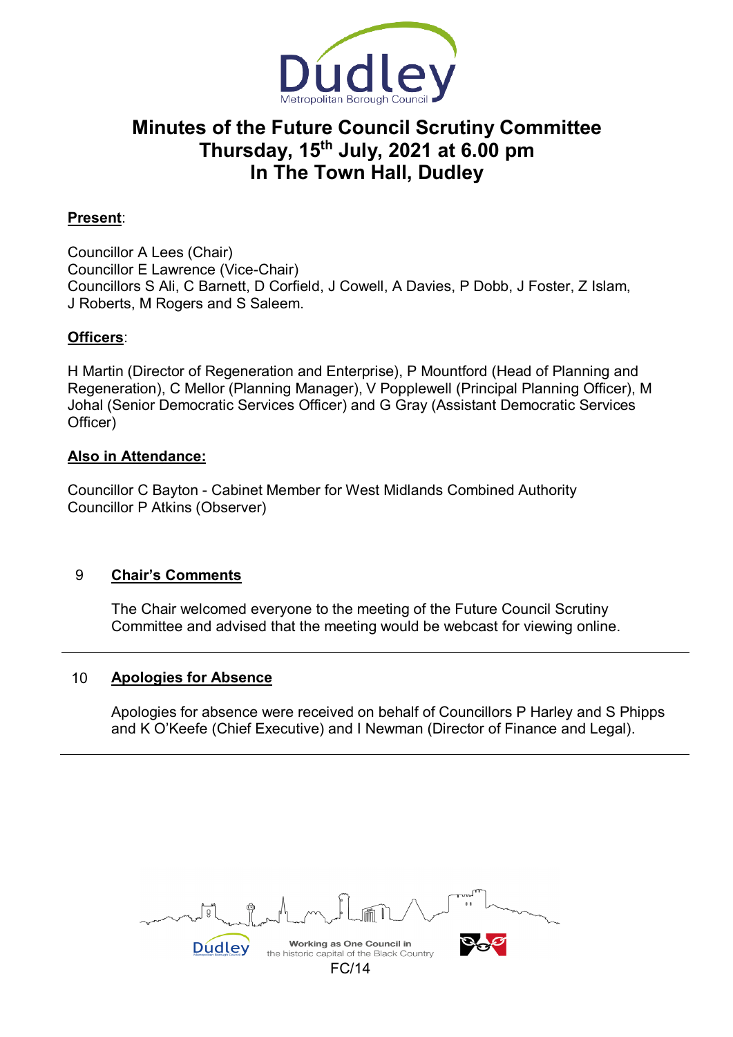# Minutes of the Future Council Scrutiny Committee
## Thursday, 15th July, 2021 at 6.00 pm
## In The Town Hall, Dudley

**Present**:

Councillor A Lees (Chair)
Councillor E Lawrence (Vice-Chair)
Councillors S Ali, C Barnett, D Corfield, J Cowell, A Davies, P Dobb, J Foster, Z Islam, J Roberts, M Rogers and S Saleem.

**Officers**:

H Martin (Director of Regeneration and Enterprise), P Mountford (Head of Planning and Regeneration), C Mellor (Planning Manager), V Popplewell (Principal Planning Officer), M Johal (Senior Democratic Services Officer) and G Gray (Assistant Democratic Services Officer)

**Also in Attendance:**

Councillor C Bayton - Cabinet Member for West Midlands Combined Authority
Councillor P Atkins (Observer)

### 9 Chair's Comments

The Chair welcomed everyone to the meeting of the Future Council Scrutiny Committee and advised that the meeting would be webcast for viewing online.

### 10 Apologies for Absence

Apologies for absence were received on behalf of Councillors P Harley and S Phipps and K O'Keefe (Chief Executive) and I Newman (Director of Finance and Legal).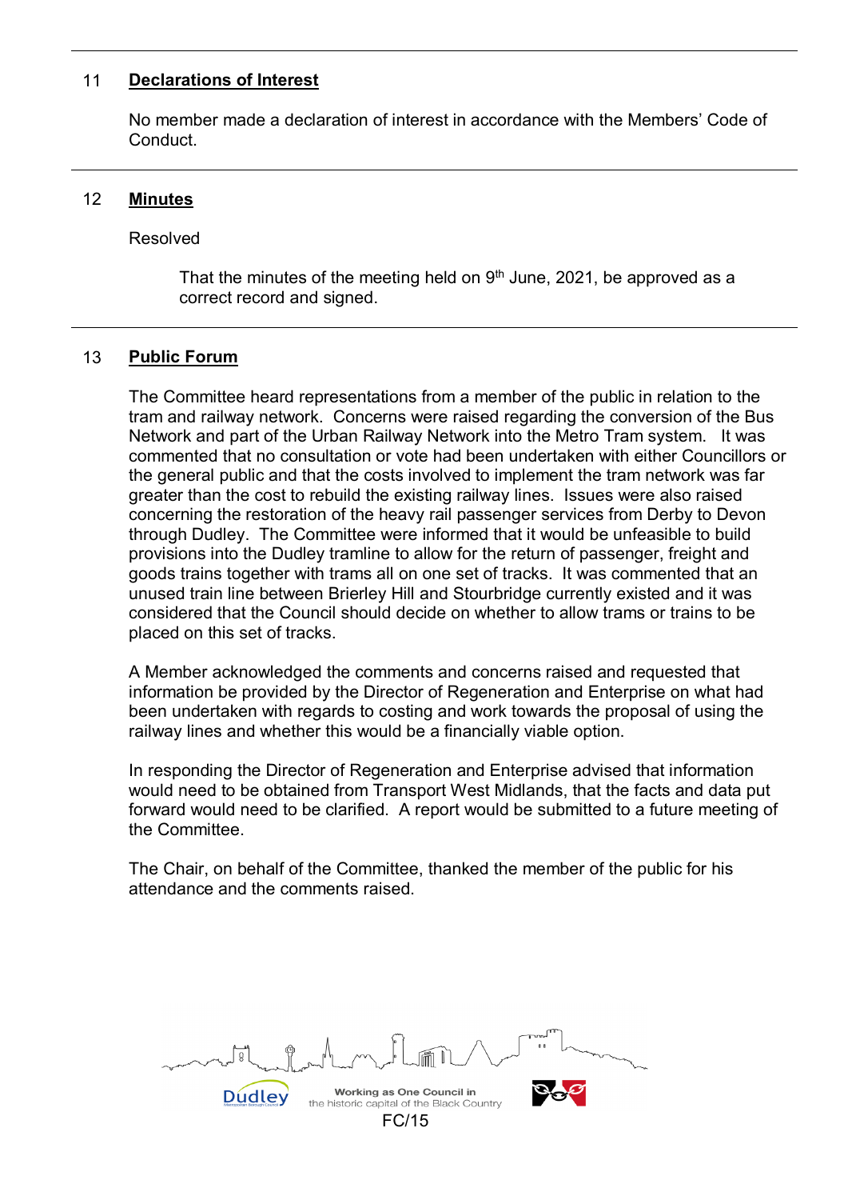## 11 Declarations of Interest

No member made a declaration of interest in accordance with the Members' Code of Conduct.

---

## 12 Minutes

Resolved

> That the minutes of the meeting held on 9th June, 2021, be approved as a correct record and signed.

---

## 13 Public Forum

The Committee heard representations from a member of the public in relation to the tram and railway network. Concerns were raised regarding the conversion of the Bus Network and part of the Urban Railway Network into the Metro Tram system. It was commented that no consultation or vote had been undertaken with either Councillors or the general public and that the costs involved to implement the tram network was far greater than the cost to rebuild the existing railway lines. Issues were also raised concerning the restoration of the heavy rail passenger services from Derby to Devon through Dudley. The Committee were informed that it would be unfeasible to build provisions into the Dudley tramline to allow for the return of passenger, freight and goods trains together with trams all on one set of tracks. It was commented that an unused train line between Brierley Hill and Stourbridge currently existed and it was considered that the Council should decide on whether to allow trams or trains to be placed on this set of tracks.

A Member acknowledged the comments and concerns raised and requested that information be provided by the Director of Regeneration and Enterprise on what had been undertaken with regards to costing and work towards the proposal of using the railway lines and whether this would be a financially viable option.

In responding the Director of Regeneration and Enterprise advised that information would need to be obtained from Transport West Midlands, that the facts and data put forward would need to be clarified. A report would be submitted to a future meeting of the Committee.

The Chair, on behalf of the Committee, thanked the member of the public for his attendance and the comments raised.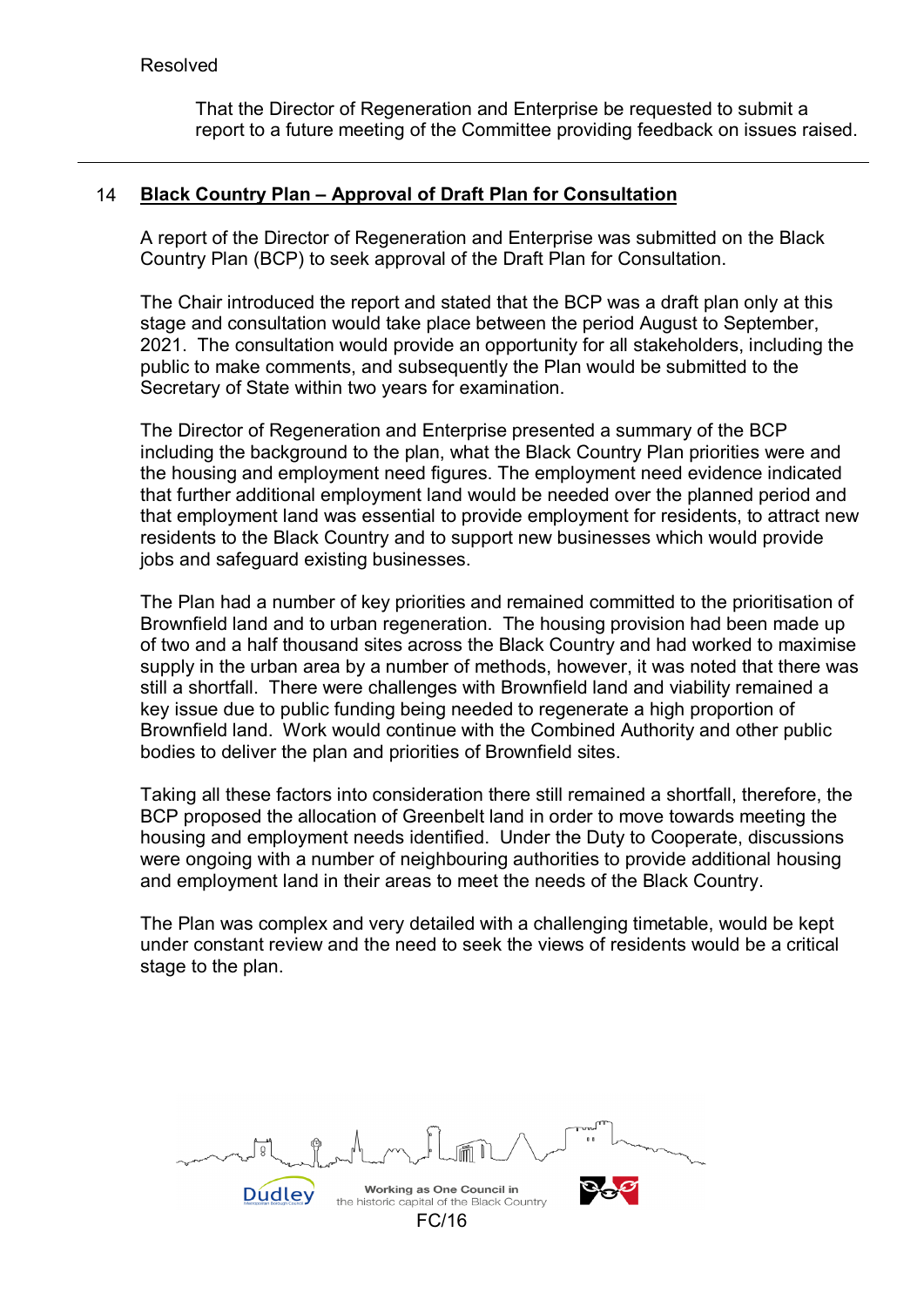Resolved

> That the Director of Regeneration and Enterprise be requested to submit a report to a future meeting of the Committee providing feedback on issues raised.

---

## 14 **Black Country Plan – Approval of Draft Plan for Consultation**

A report of the Director of Regeneration and Enterprise was submitted on the Black Country Plan (BCP) to seek approval of the Draft Plan for Consultation.

The Chair introduced the report and stated that the BCP was a draft plan only at this stage and consultation would take place between the period August to September, 2021. The consultation would provide an opportunity for all stakeholders, including the public to make comments, and subsequently the Plan would be submitted to the Secretary of State within two years for examination.

The Director of Regeneration and Enterprise presented a summary of the BCP including the background to the plan, what the Black Country Plan priorities were and the housing and employment need figures. The employment need evidence indicated that further additional employment land would be needed over the planned period and that employment land was essential to provide employment for residents, to attract new residents to the Black Country and to support new businesses which would provide jobs and safeguard existing businesses.

The Plan had a number of key priorities and remained committed to the prioritisation of Brownfield land and to urban regeneration. The housing provision had been made up of two and a half thousand sites across the Black Country and had worked to maximise supply in the urban area by a number of methods, however, it was noted that there was still a shortfall. There were challenges with Brownfield land and viability remained a key issue due to public funding being needed to regenerate a high proportion of Brownfield land. Work would continue with the Combined Authority and other public bodies to deliver the plan and priorities of Brownfield sites.

Taking all these factors into consideration there still remained a shortfall, therefore, the BCP proposed the allocation of Greenbelt land in order to move towards meeting the housing and employment needs identified. Under the Duty to Cooperate, discussions were ongoing with a number of neighbouring authorities to provide additional housing and employment land in their areas to meet the needs of the Black Country.

The Plan was complex and very detailed with a challenging timetable, would be kept under constant review and the need to seek the views of residents would be a critical stage to the plan.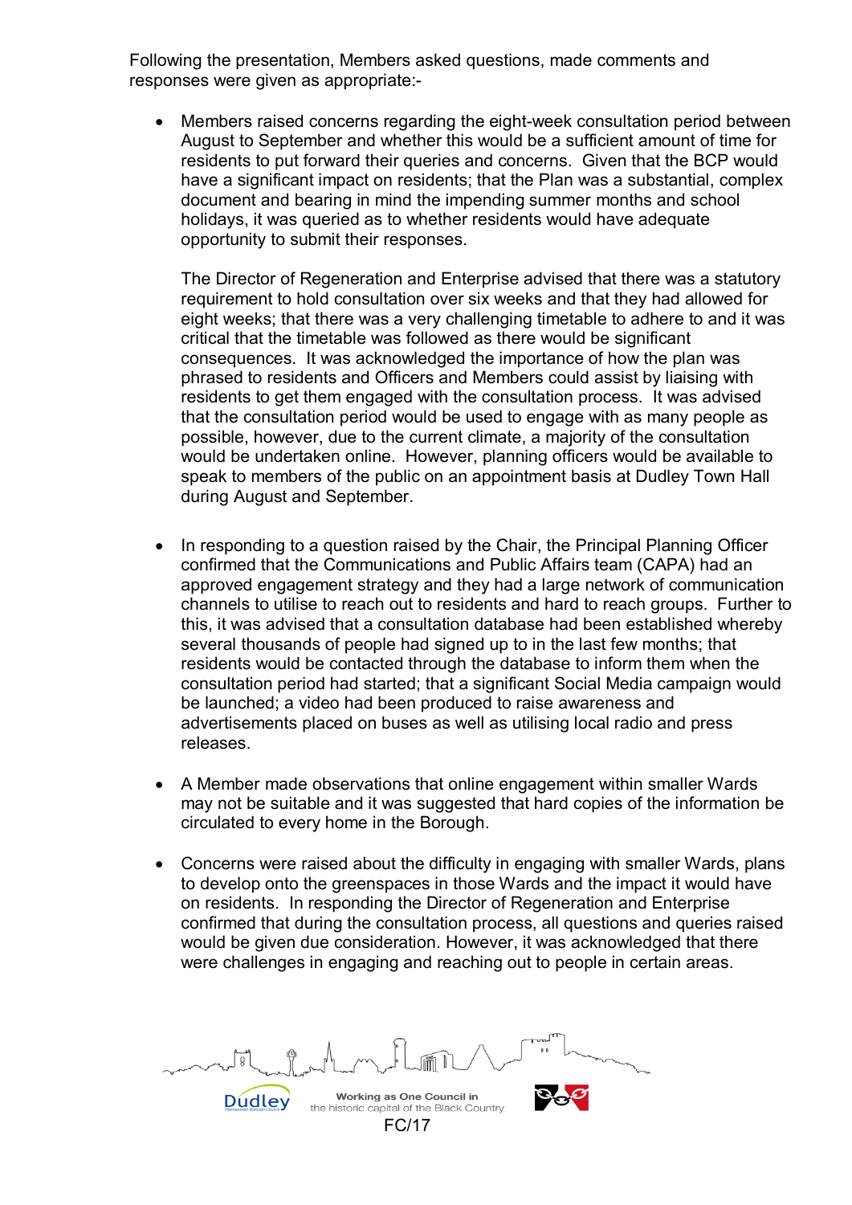Following the presentation, Members asked questions, made comments and responses were given as appropriate:-

- Members raised concerns regarding the eight-week consultation period between August to September and whether this would be a sufficient amount of time for residents to put forward their queries and concerns. Given that the BCP would have a significant impact on residents; that the Plan was a substantial, complex document and bearing in mind the impending summer months and school holidays, it was queried as to whether residents would have adequate opportunity to submit their responses.

  The Director of Regeneration and Enterprise advised that there was a statutory requirement to hold consultation over six weeks and that they had allowed for eight weeks; that there was a very challenging timetable to adhere to and it was critical that the timetable was followed as there would be significant consequences. It was acknowledged the importance of how the plan was phrased to residents and Officers and Members could assist by liaising with residents to get them engaged with the consultation process. It was advised that the consultation period would be used to engage with as many people as possible, however, due to the current climate, a majority of the consultation would be undertaken online. However, planning officers would be available to speak to members of the public on an appointment basis at Dudley Town Hall during August and September.

- In responding to a question raised by the Chair, the Principal Planning Officer confirmed that the Communications and Public Affairs team (CAPA) had an approved engagement strategy and they had a large network of communication channels to utilise to reach out to residents and hard to reach groups. Further to this, it was advised that a consultation database had been established whereby several thousands of people had signed up to in the last few months; that residents would be contacted through the database to inform them when the consultation period had started; that a significant Social Media campaign would be launched; a video had been produced to raise awareness and advertisements placed on buses as well as utilising local radio and press releases.

- A Member made observations that online engagement within smaller Wards may not be suitable and it was suggested that hard copies of the information be circulated to every home in the Borough.

- Concerns were raised about the difficulty in engaging with smaller Wards, plans to develop onto the greenspaces in those Wards and the impact it would have on residents. In responding the Director of Regeneration and Enterprise confirmed that during the consultation process, all questions and queries raised would be given due consideration. However, it was acknowledged that there were challenges in engaging and reaching out to people in certain areas.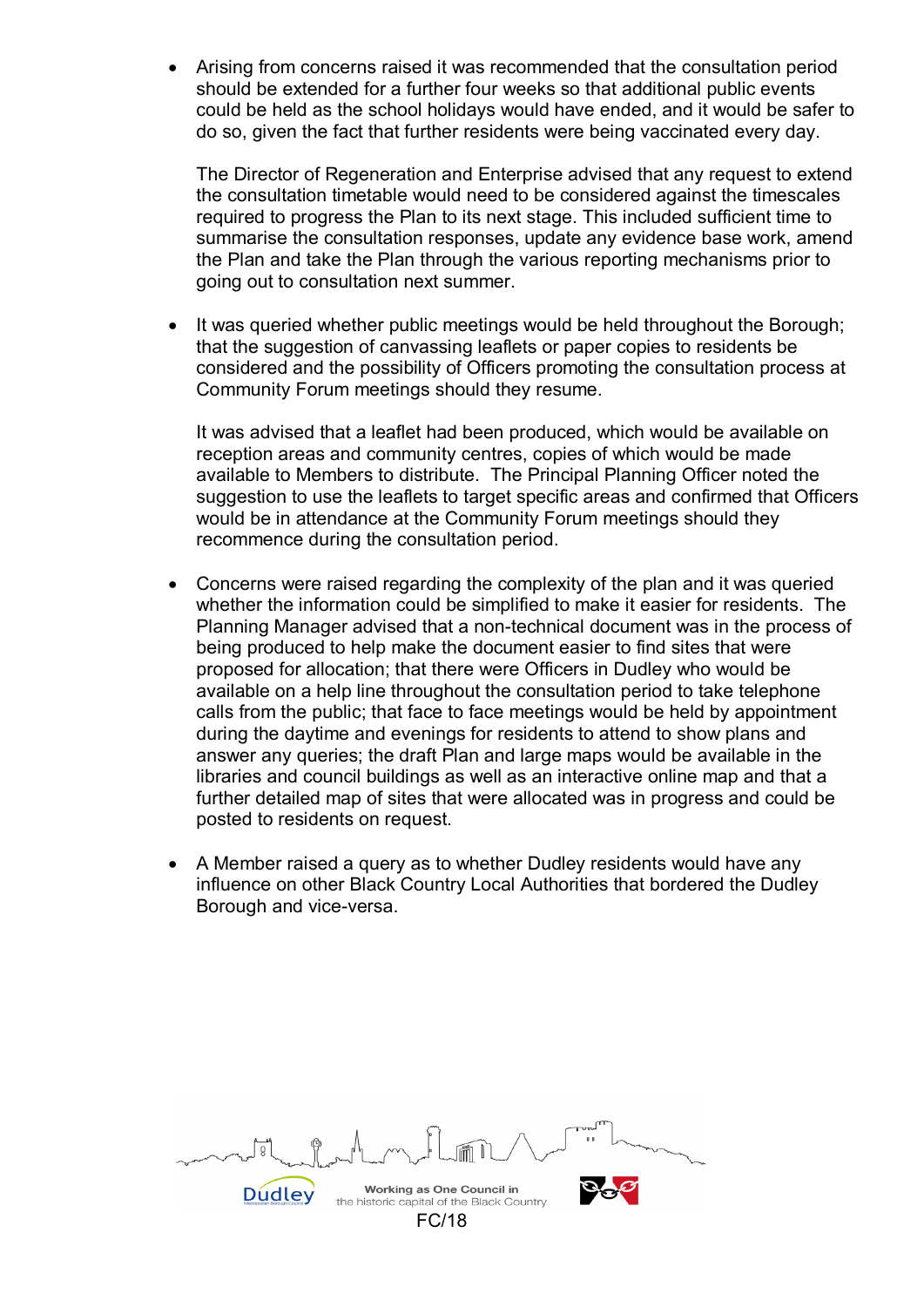- Arising from concerns raised it was recommended that the consultation period should be extended for a further four weeks so that additional public events could be held as the school holidays would have ended, and it would be safer to do so, given the fact that further residents were being vaccinated every day.

  The Director of Regeneration and Enterprise advised that any request to extend the consultation timetable would need to be considered against the timescales required to progress the Plan to its next stage. This included sufficient time to summarise the consultation responses, update any evidence base work, amend the Plan and take the Plan through the various reporting mechanisms prior to going out to consultation next summer.

- It was queried whether public meetings would be held throughout the Borough; that the suggestion of canvassing leaflets or paper copies to residents be considered and the possibility of Officers promoting the consultation process at Community Forum meetings should they resume.

  It was advised that a leaflet had been produced, which would be available on reception areas and community centres, copies of which would be made available to Members to distribute. The Principal Planning Officer noted the suggestion to use the leaflets to target specific areas and confirmed that Officers would be in attendance at the Community Forum meetings should they recommence during the consultation period.

- Concerns were raised regarding the complexity of the plan and it was queried whether the information could be simplified to make it easier for residents. The Planning Manager advised that a non-technical document was in the process of being produced to help make the document easier to find sites that were proposed for allocation; that there were Officers in Dudley who would be available on a help line throughout the consultation period to take telephone calls from the public; that face to face meetings would be held by appointment during the daytime and evenings for residents to attend to show plans and answer any queries; the draft Plan and large maps would be available in the libraries and council buildings as well as an interactive online map and that a further detailed map of sites that were allocated was in progress and could be posted to residents on request.

- A Member raised a query as to whether Dudley residents would have any influence on other Black Country Local Authorities that bordered the Dudley Borough and vice-versa.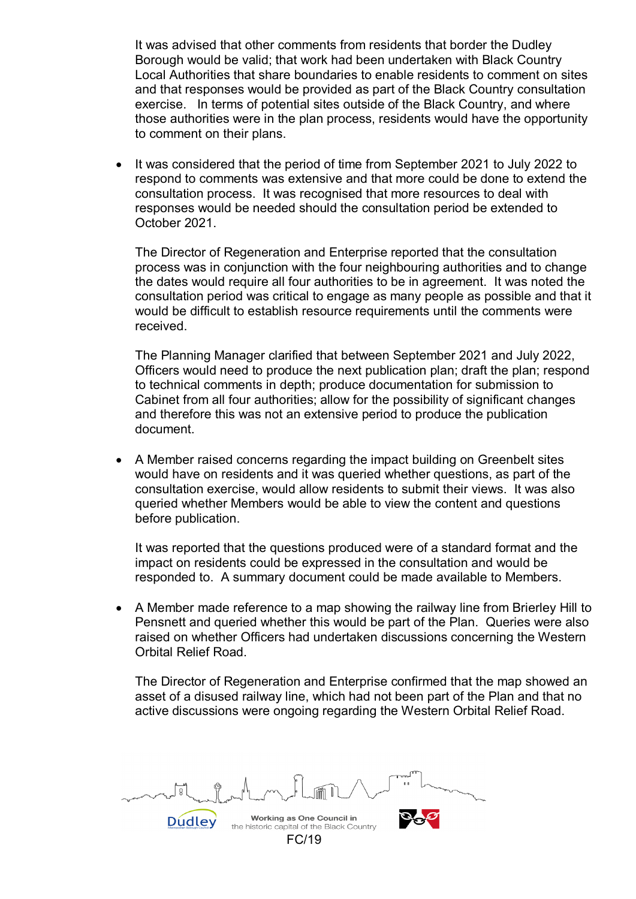It was advised that other comments from residents that border the Dudley Borough would be valid; that work had been undertaken with Black Country Local Authorities that share boundaries to enable residents to comment on sites and that responses would be provided as part of the Black Country consultation exercise. In terms of potential sites outside of the Black Country, and where those authorities were in the plan process, residents would have the opportunity to comment on their plans.

- It was considered that the period of time from September 2021 to July 2022 to respond to comments was extensive and that more could be done to extend the consultation process. It was recognised that more resources to deal with responses would be needed should the consultation period be extended to October 2021.

  The Director of Regeneration and Enterprise reported that the consultation process was in conjunction with the four neighbouring authorities and to change the dates would require all four authorities to be in agreement. It was noted the consultation period was critical to engage as many people as possible and that it would be difficult to establish resource requirements until the comments were received.

  The Planning Manager clarified that between September 2021 and July 2022, Officers would need to produce the next publication plan; draft the plan; respond to technical comments in depth; produce documentation for submission to Cabinet from all four authorities; allow for the possibility of significant changes and therefore this was not an extensive period to produce the publication document.

- A Member raised concerns regarding the impact building on Greenbelt sites would have on residents and it was queried whether questions, as part of the consultation exercise, would allow residents to submit their views. It was also queried whether Members would be able to view the content and questions before publication.

  It was reported that the questions produced were of a standard format and the impact on residents could be expressed in the consultation and would be responded to. A summary document could be made available to Members.

- A Member made reference to a map showing the railway line from Brierley Hill to Pensnett and queried whether this would be part of the Plan. Queries were also raised on whether Officers had undertaken discussions concerning the Western Orbital Relief Road.

  The Director of Regeneration and Enterprise confirmed that the map showed an asset of a disused railway line, which had not been part of the Plan and that no active discussions were ongoing regarding the Western Orbital Relief Road.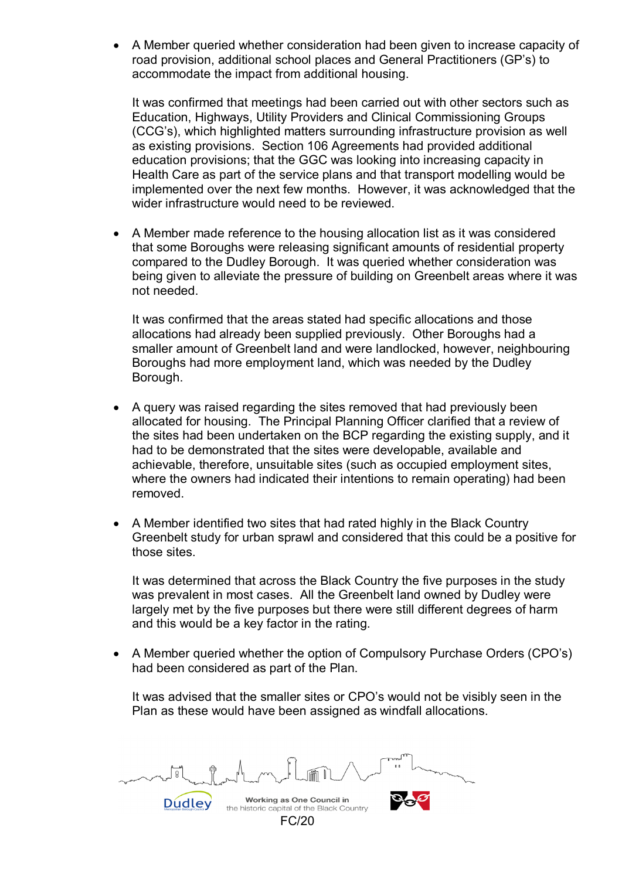- A Member queried whether consideration had been given to increase capacity of road provision, additional school places and General Practitioners (GP's) to accommodate the impact from additional housing.

  It was confirmed that meetings had been carried out with other sectors such as Education, Highways, Utility Providers and Clinical Commissioning Groups (CCG's), which highlighted matters surrounding infrastructure provision as well as existing provisions. Section 106 Agreements had provided additional education provisions; that the GGC was looking into increasing capacity in Health Care as part of the service plans and that transport modelling would be implemented over the next few months. However, it was acknowledged that the wider infrastructure would need to be reviewed.

- A Member made reference to the housing allocation list as it was considered that some Boroughs were releasing significant amounts of residential property compared to the Dudley Borough. It was queried whether consideration was being given to alleviate the pressure of building on Greenbelt areas where it was not needed.

  It was confirmed that the areas stated had specific allocations and those allocations had already been supplied previously. Other Boroughs had a smaller amount of Greenbelt land and were landlocked, however, neighbouring Boroughs had more employment land, which was needed by the Dudley Borough.

- A query was raised regarding the sites removed that had previously been allocated for housing. The Principal Planning Officer clarified that a review of the sites had been undertaken on the BCP regarding the existing supply, and it had to be demonstrated that the sites were developable, available and achievable, therefore, unsuitable sites (such as occupied employment sites, where the owners had indicated their intentions to remain operating) had been removed.

- A Member identified two sites that had rated highly in the Black Country Greenbelt study for urban sprawl and considered that this could be a positive for those sites.

  It was determined that across the Black Country the five purposes in the study was prevalent in most cases. All the Greenbelt land owned by Dudley were largely met by the five purposes but there were still different degrees of harm and this would be a key factor in the rating.

- A Member queried whether the option of Compulsory Purchase Orders (CPO's) had been considered as part of the Plan.

  It was advised that the smaller sites or CPO's would not be visibly seen in the Plan as these would have been assigned as windfall allocations.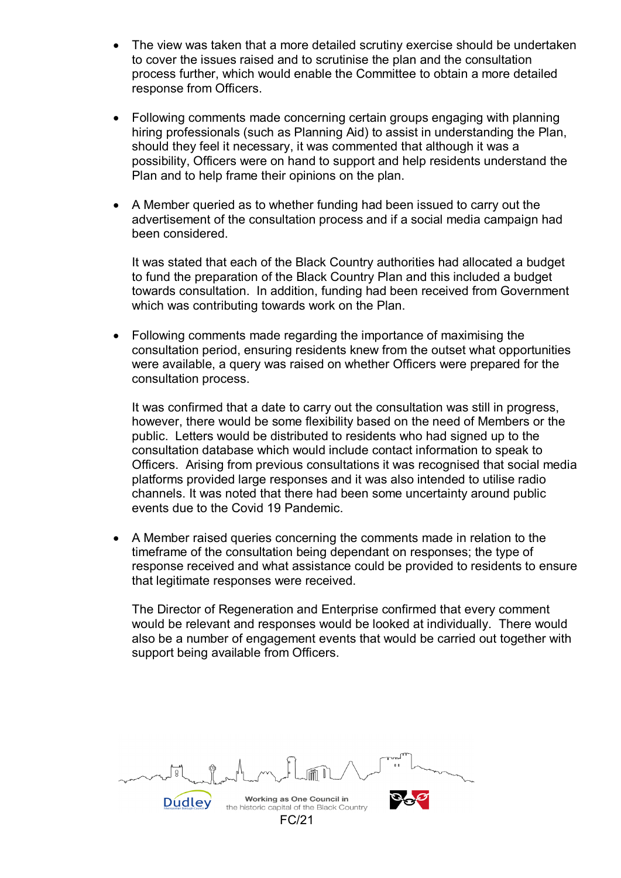- The view was taken that a more detailed scrutiny exercise should be undertaken to cover the issues raised and to scrutinise the plan and the consultation process further, which would enable the Committee to obtain a more detailed response from Officers.

- Following comments made concerning certain groups engaging with planning hiring professionals (such as Planning Aid) to assist in understanding the Plan, should they feel it necessary, it was commented that although it was a possibility, Officers were on hand to support and help residents understand the Plan and to help frame their opinions on the plan.

- A Member queried as to whether funding had been issued to carry out the advertisement of the consultation process and if a social media campaign had been considered.

  It was stated that each of the Black Country authorities had allocated a budget to fund the preparation of the Black Country Plan and this included a budget towards consultation. In addition, funding had been received from Government which was contributing towards work on the Plan.

- Following comments made regarding the importance of maximising the consultation period, ensuring residents knew from the outset what opportunities were available, a query was raised on whether Officers were prepared for the consultation process.

  It was confirmed that a date to carry out the consultation was still in progress, however, there would be some flexibility based on the need of Members or the public. Letters would be distributed to residents who had signed up to the consultation database which would include contact information to speak to Officers. Arising from previous consultations it was recognised that social media platforms provided large responses and it was also intended to utilise radio channels. It was noted that there had been some uncertainty around public events due to the Covid 19 Pandemic.

- A Member raised queries concerning the comments made in relation to the timeframe of the consultation being dependant on responses; the type of response received and what assistance could be provided to residents to ensure that legitimate responses were received.

  The Director of Regeneration and Enterprise confirmed that every comment would be relevant and responses would be looked at individually. There would also be a number of engagement events that would be carried out together with support being available from Officers.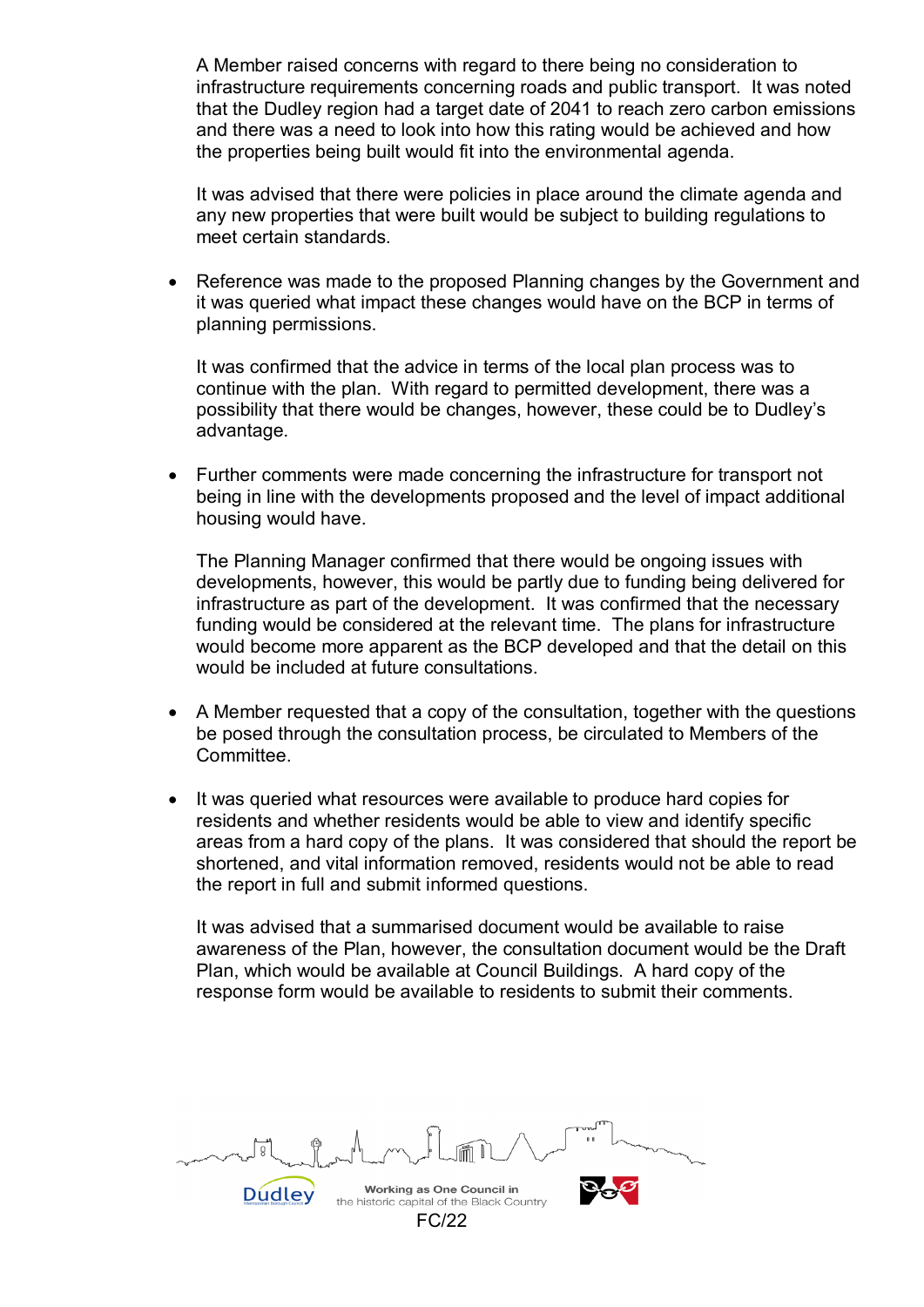A Member raised concerns with regard to there being no consideration to infrastructure requirements concerning roads and public transport. It was noted that the Dudley region had a target date of 2041 to reach zero carbon emissions and there was a need to look into how this rating would be achieved and how the properties being built would fit into the environmental agenda.

It was advised that there were policies in place around the climate agenda and any new properties that were built would be subject to building regulations to meet certain standards.

- Reference was made to the proposed Planning changes by the Government and it was queried what impact these changes would have on the BCP in terms of planning permissions.

  It was confirmed that the advice in terms of the local plan process was to continue with the plan. With regard to permitted development, there was a possibility that there would be changes, however, these could be to Dudley's advantage.

- Further comments were made concerning the infrastructure for transport not being in line with the developments proposed and the level of impact additional housing would have.

  The Planning Manager confirmed that there would be ongoing issues with developments, however, this would be partly due to funding being delivered for infrastructure as part of the development. It was confirmed that the necessary funding would be considered at the relevant time. The plans for infrastructure would become more apparent as the BCP developed and that the detail on this would be included at future consultations.

- A Member requested that a copy of the consultation, together with the questions be posed through the consultation process, be circulated to Members of the Committee.

- It was queried what resources were available to produce hard copies for residents and whether residents would be able to view and identify specific areas from a hard copy of the plans. It was considered that should the report be shortened, and vital information removed, residents would not be able to read the report in full and submit informed questions.

  It was advised that a summarised document would be available to raise awareness of the Plan, however, the consultation document would be the Draft Plan, which would be available at Council Buildings. A hard copy of the response form would be available to residents to submit their comments.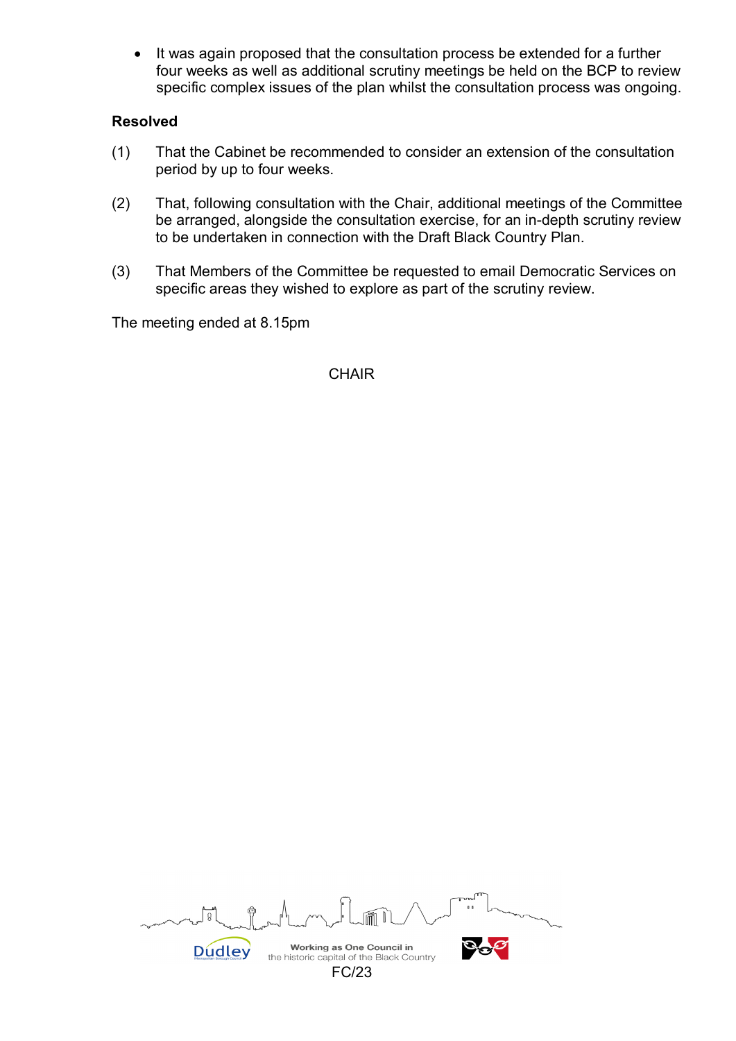- It was again proposed that the consultation process be extended for a further four weeks as well as additional scrutiny meetings be held on the BCP to review specific complex issues of the plan whilst the consultation process was ongoing.

**Resolved**

(1) That the Cabinet be recommended to consider an extension of the consultation period by up to four weeks.

(2) That, following consultation with the Chair, additional meetings of the Committee be arranged, alongside the consultation exercise, for an in-depth scrutiny review to be undertaken in connection with the Draft Black Country Plan.

(3) That Members of the Committee be requested to email Democratic Services on specific areas they wished to explore as part of the scrutiny review.

The meeting ended at 8.15pm

CHAIR